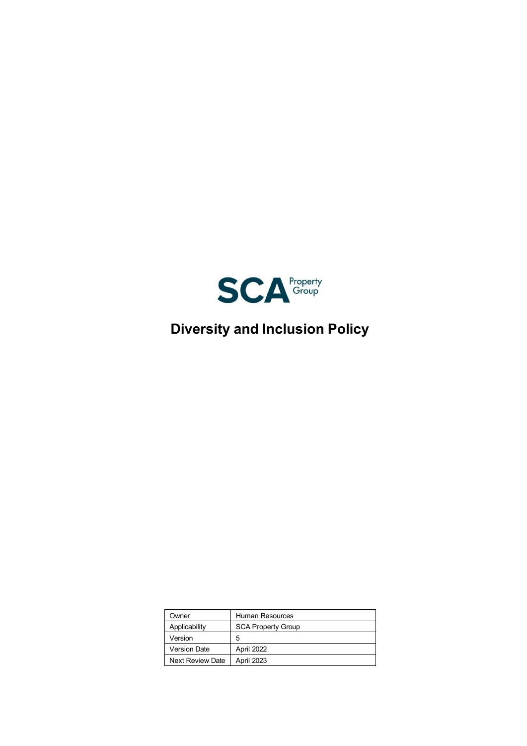SCA Property Group

# Diversity and Inclusion Policy

| Owner | Human Resources |
|---|---|
| Applicability | SCA Property Group |
| Version | 5 |
| Version Date | April 2022 |
| Next Review Date | April 2023 |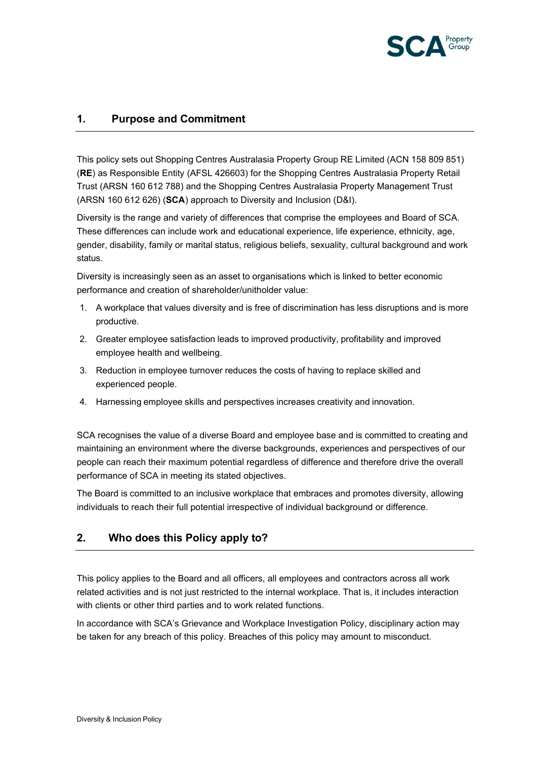## 1. Purpose and Commitment

This policy sets out Shopping Centres Australasia Property Group RE Limited (ACN 158 809 851) (**RE**) as Responsible Entity (AFSL 426603) for the Shopping Centres Australasia Property Retail Trust (ARSN 160 612 788) and the Shopping Centres Australasia Property Management Trust (ARSN 160 612 626) (**SCA**) approach to Diversity and Inclusion (D&I).

Diversity is the range and variety of differences that comprise the employees and Board of SCA. These differences can include work and educational experience, life experience, ethnicity, age, gender, disability, family or marital status, religious beliefs, sexuality, cultural background and work status.

Diversity is increasingly seen as an asset to organisations which is linked to better economic performance and creation of shareholder/unitholder value:

1. A workplace that values diversity and is free of discrimination has less disruptions and is more productive.
2. Greater employee satisfaction leads to improved productivity, profitability and improved employee health and wellbeing.
3. Reduction in employee turnover reduces the costs of having to replace skilled and experienced people.
4. Harnessing employee skills and perspectives increases creativity and innovation.

SCA recognises the value of a diverse Board and employee base and is committed to creating and maintaining an environment where the diverse backgrounds, experiences and perspectives of our people can reach their maximum potential regardless of difference and therefore drive the overall performance of SCA in meeting its stated objectives.

The Board is committed to an inclusive workplace that embraces and promotes diversity, allowing individuals to reach their full potential irrespective of individual background or difference.

## 2. Who does this Policy apply to?

This policy applies to the Board and all officers, all employees and contractors across all work related activities and is not just restricted to the internal workplace. That is, it includes interaction with clients or other third parties and to work related functions.

In accordance with SCA's Grievance and Workplace Investigation Policy, disciplinary action may be taken for any breach of this policy. Breaches of this policy may amount to misconduct.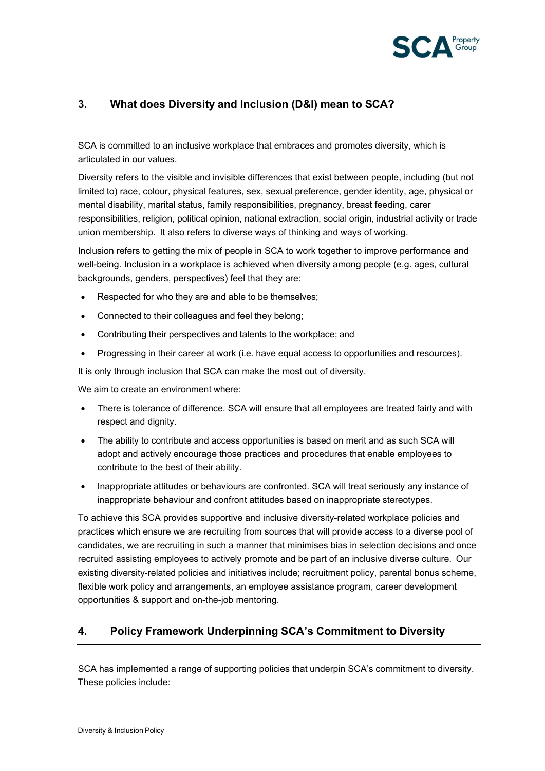## 3. What does Diversity and Inclusion (D&I) mean to SCA?

SCA is committed to an inclusive workplace that embraces and promotes diversity, which is articulated in our values.

Diversity refers to the visible and invisible differences that exist between people, including (but not limited to) race, colour, physical features, sex, sexual preference, gender identity, age, physical or mental disability, marital status, family responsibilities, pregnancy, breast feeding, carer responsibilities, religion, political opinion, national extraction, social origin, industrial activity or trade union membership. It also refers to diverse ways of thinking and ways of working.

Inclusion refers to getting the mix of people in SCA to work together to improve performance and well-being. Inclusion in a workplace is achieved when diversity among people (e.g. ages, cultural backgrounds, genders, perspectives) feel that they are:

- Respected for who they are and able to be themselves;
- Connected to their colleagues and feel they belong;
- Contributing their perspectives and talents to the workplace; and
- Progressing in their career at work (i.e. have equal access to opportunities and resources).

It is only through inclusion that SCA can make the most out of diversity.

We aim to create an environment where:

- There is tolerance of difference. SCA will ensure that all employees are treated fairly and with respect and dignity.
- The ability to contribute and access opportunities is based on merit and as such SCA will adopt and actively encourage those practices and procedures that enable employees to contribute to the best of their ability.
- Inappropriate attitudes or behaviours are confronted. SCA will treat seriously any instance of inappropriate behaviour and confront attitudes based on inappropriate stereotypes.

To achieve this SCA provides supportive and inclusive diversity-related workplace policies and practices which ensure we are recruiting from sources that will provide access to a diverse pool of candidates, we are recruiting in such a manner that minimises bias in selection decisions and once recruited assisting employees to actively promote and be part of an inclusive diverse culture. Our existing diversity-related policies and initiatives include; recruitment policy, parental bonus scheme, flexible work policy and arrangements, an employee assistance program, career development opportunities & support and on-the-job mentoring.

## 4. Policy Framework Underpinning SCA's Commitment to Diversity

SCA has implemented a range of supporting policies that underpin SCA's commitment to diversity. These policies include: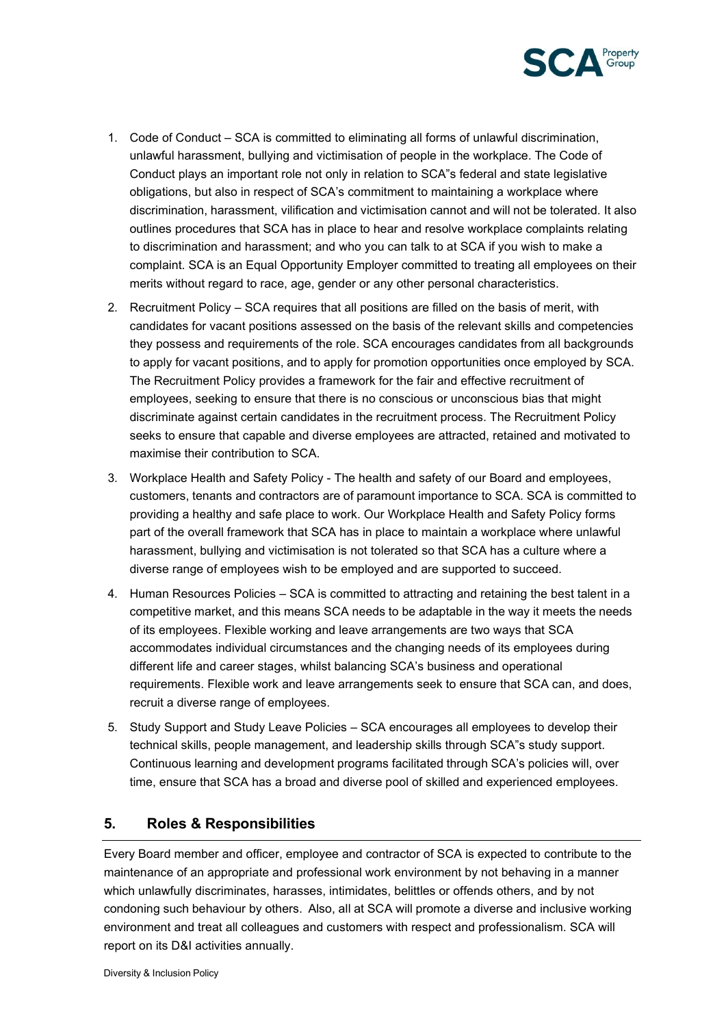1. Code of Conduct – SCA is committed to eliminating all forms of unlawful discrimination, unlawful harassment, bullying and victimisation of people in the workplace. The Code of Conduct plays an important role not only in relation to SCA"s federal and state legislative obligations, but also in respect of SCA's commitment to maintaining a workplace where discrimination, harassment, vilification and victimisation cannot and will not be tolerated. It also outlines procedures that SCA has in place to hear and resolve workplace complaints relating to discrimination and harassment; and who you can talk to at SCA if you wish to make a complaint. SCA is an Equal Opportunity Employer committed to treating all employees on their merits without regard to race, age, gender or any other personal characteristics.
2. Recruitment Policy – SCA requires that all positions are filled on the basis of merit, with candidates for vacant positions assessed on the basis of the relevant skills and competencies they possess and requirements of the role. SCA encourages candidates from all backgrounds to apply for vacant positions, and to apply for promotion opportunities once employed by SCA. The Recruitment Policy provides a framework for the fair and effective recruitment of employees, seeking to ensure that there is no conscious or unconscious bias that might discriminate against certain candidates in the recruitment process. The Recruitment Policy seeks to ensure that capable and diverse employees are attracted, retained and motivated to maximise their contribution to SCA.
3. Workplace Health and Safety Policy - The health and safety of our Board and employees, customers, tenants and contractors are of paramount importance to SCA. SCA is committed to providing a healthy and safe place to work. Our Workplace Health and Safety Policy forms part of the overall framework that SCA has in place to maintain a workplace where unlawful harassment, bullying and victimisation is not tolerated so that SCA has a culture where a diverse range of employees wish to be employed and are supported to succeed.
4. Human Resources Policies – SCA is committed to attracting and retaining the best talent in a competitive market, and this means SCA needs to be adaptable in the way it meets the needs of its employees. Flexible working and leave arrangements are two ways that SCA accommodates individual circumstances and the changing needs of its employees during different life and career stages, whilst balancing SCA's business and operational requirements. Flexible work and leave arrangements seek to ensure that SCA can, and does, recruit a diverse range of employees.
5. Study Support and Study Leave Policies – SCA encourages all employees to develop their technical skills, people management, and leadership skills through SCA"s study support. Continuous learning and development programs facilitated through SCA's policies will, over time, ensure that SCA has a broad and diverse pool of skilled and experienced employees.

## 5. Roles & Responsibilities

Every Board member and officer, employee and contractor of SCA is expected to contribute to the maintenance of an appropriate and professional work environment by not behaving in a manner which unlawfully discriminates, harasses, intimidates, belittles or offends others, and by not condoning such behaviour by others. Also, all at SCA will promote a diverse and inclusive working environment and treat all colleagues and customers with respect and professionalism. SCA will report on its D&I activities annually.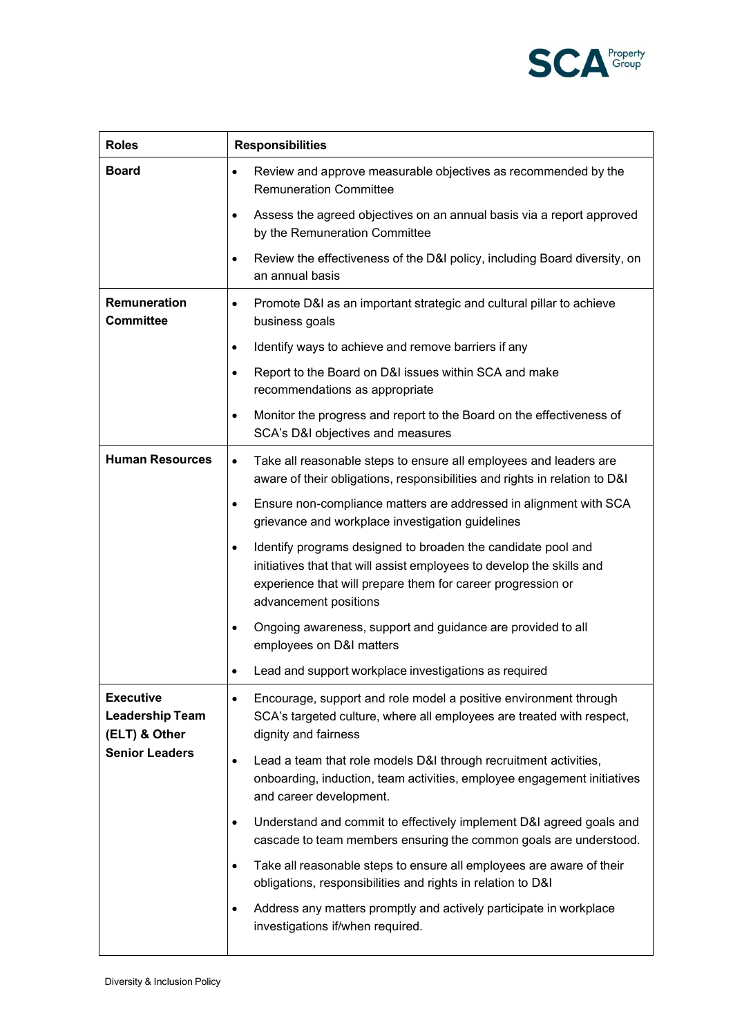| Roles | Responsibilities |
|---|---|
| **Board** | • Review and approve measurable objectives as recommended by the Remuneration Committee<br>• Assess the agreed objectives on an annual basis via a report approved by the Remuneration Committee<br>• Review the effectiveness of the D&I policy, including Board diversity, on an annual basis |
| **Remuneration Committee** | • Promote D&I as an important strategic and cultural pillar to achieve business goals<br>• Identify ways to achieve and remove barriers if any<br>• Report to the Board on D&I issues within SCA and make recommendations as appropriate<br>• Monitor the progress and report to the Board on the effectiveness of SCA's D&I objectives and measures |
| **Human Resources** | • Take all reasonable steps to ensure all employees and leaders are aware of their obligations, responsibilities and rights in relation to D&I<br>• Ensure non-compliance matters are addressed in alignment with SCA grievance and workplace investigation guidelines<br>• Identify programs designed to broaden the candidate pool and initiatives that that will assist employees to develop the skills and experience that will prepare them for career progression or advancement positions<br>• Ongoing awareness, support and guidance are provided to all employees on D&I matters<br>• Lead and support workplace investigations as required |
| **Executive Leadership Team (ELT) & Other Senior Leaders** | • Encourage, support and role model a positive environment through SCA's targeted culture, where all employees are treated with respect, dignity and fairness<br>• Lead a team that role models D&I through recruitment activities, onboarding, induction, team activities, employee engagement initiatives and career development.<br>• Understand and commit to effectively implement D&I agreed goals and cascade to team members ensuring the common goals are understood.<br>• Take all reasonable steps to ensure all employees are aware of their obligations, responsibilities and rights in relation to D&I<br>• Address any matters promptly and actively participate in workplace investigations if/when required. |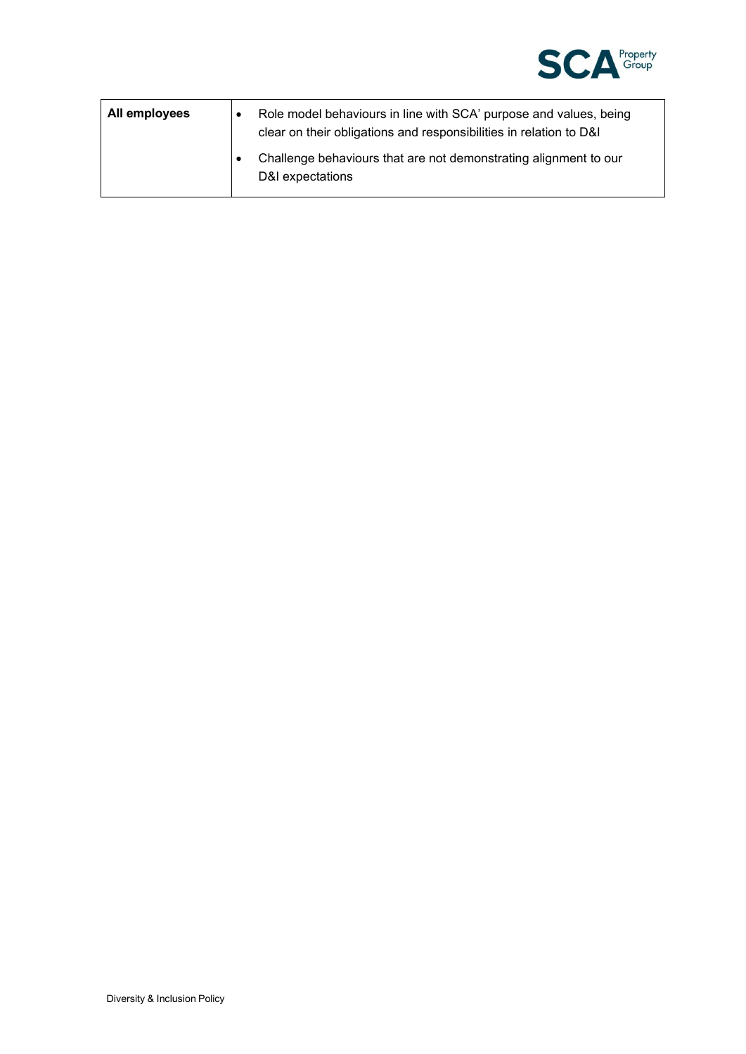| | |
|---|---|
| **All employees** | • Role model behaviours in line with SCA' purpose and values, being clear on their obligations and responsibilities in relation to D&I<br>• Challenge behaviours that are not demonstrating alignment to our D&I expectations |